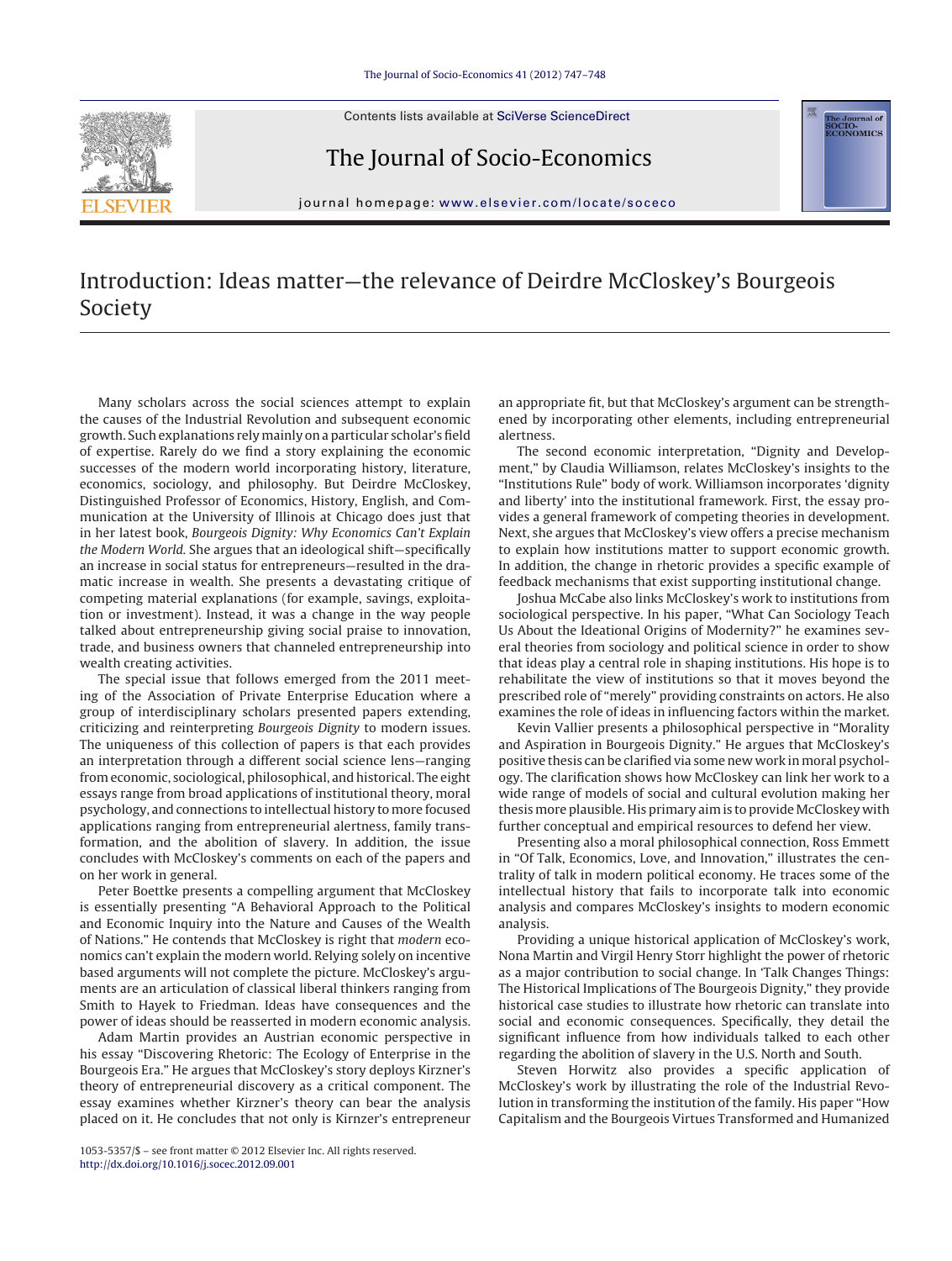# Introduction: Ideas matter—the relevance of Deirdre McCloskey's Bourgeois Society

Many scholars across the social sciences attempt to explain the causes of the Industrial Revolution and subsequent economic growth. Such explanations rely mainly on a particular scholar's field of expertise. Rarely do we find a story explaining the economic successes of the modern world incorporating history, literature, economics, sociology, and philosophy. But Deirdre McCloskey, Distinguished Professor of Economics, History, English, and Communication at the University of Illinois at Chicago does just that in her latest book, *Bourgeois Dignity: Why Economics Can't Explain the Modern World.* She argues that an ideological shift—specifically an increase in social status for entrepreneurs—resulted in the dramatic increase in wealth. She presents a devastating critique of competing material explanations (for example, savings, exploitation or investment). Instead, it was a change in the way people talked about entrepreneurship giving social praise to innovation, trade, and business owners that channeled entrepreneurship into wealth creating activities.

The special issue that follows emerged from the 2011 meeting of the Association of Private Enterprise Education where a group of interdisciplinary scholars presented papers extending, criticizing and reinterpreting *Bourgeois Dignity* to modern issues. The uniqueness of this collection of papers is that each provides an interpretation through a different social science lens—ranging from economic, sociological, philosophical, and historical. The eight essays range from broad applications of institutional theory, moral psychology, and connections to intellectual history to more focused applications ranging from entrepreneurial alertness, family transformation, and the abolition of slavery. In addition, the issue concludes with McCloskey's comments on each of the papers and on her work in general.

Peter Boettke presents a compelling argument that McCloskey is essentially presenting "A Behavioral Approach to the Political and Economic Inquiry into the Nature and Causes of the Wealth of Nations." He contends that McCloskey is right that *modern* economics can't explain the modern world. Relying solely on incentive based arguments will not complete the picture. McCloskey's arguments are an articulation of classical liberal thinkers ranging from Smith to Hayek to Friedman. Ideas have consequences and the power of ideas should be reasserted in modern economic analysis.

Adam Martin provides an Austrian economic perspective in his essay "Discovering Rhetoric: The Ecology of Enterprise in the Bourgeois Era." He argues that McCloskey's story deploys Kirzner's theory of entrepreneurial discovery as a critical component. The essay examines whether Kirzner's theory can bear the analysis placed on it. He concludes that not only is Kirnzer's entrepreneur an appropriate fit, but that McCloskey's argument can be strengthened by incorporating other elements, including entrepreneurial alertness.

The second economic interpretation, "Dignity and Development," by Claudia Williamson, relates McCloskey's insights to the "Institutions Rule" body of work. Williamson incorporates 'dignity and liberty' into the institutional framework. First, the essay provides a general framework of competing theories in development. Next, she argues that McCloskey's view offers a precise mechanism to explain how institutions matter to support economic growth. In addition, the change in rhetoric provides a specific example of feedback mechanisms that exist supporting institutional change.

Joshua McCabe also links McCloskey's work to institutions from sociological perspective. In his paper, "What Can Sociology Teach Us About the Ideational Origins of Modernity?" he examines several theories from sociology and political science in order to show that ideas play a central role in shaping institutions. His hope is to rehabilitate the view of institutions so that it moves beyond the prescribed role of "merely" providing constraints on actors. He also examines the role of ideas in influencing factors within the market.

Kevin Vallier presents a philosophical perspective in "Morality and Aspiration in Bourgeois Dignity." He argues that McCloskey's positive thesis can be clarified via some new work in moral psychology. The clarification shows how McCloskey can link her work to a wide range of models of social and cultural evolution making her thesis more plausible. His primary aim is to provide McCloskey with further conceptual and empirical resources to defend her view.

Presenting also a moral philosophical connection, Ross Emmett in "Of Talk, Economics, Love, and Innovation," illustrates the centrality of talk in modern political economy. He traces some of the intellectual history that fails to incorporate talk into economic analysis and compares McCloskey's insights to modern economic analysis.

Providing a unique historical application of McCloskey's work, Nona Martin and Virgil Henry Storr highlight the power of rhetoric as a major contribution to social change. In 'Talk Changes Things: The Historical Implications of The Bourgeois Dignity," they provide historical case studies to illustrate how rhetoric can translate into social and economic consequences. Specifically, they detail the significant influence from how individuals talked to each other regarding the abolition of slavery in the U.S. North and South.

Steven Horwitz also provides a specific application of McCloskey's work by illustrating the role of the Industrial Revolution in transforming the institution of the family. His paper "How Capitalism and the Bourgeois Virtues Transformed and Humanized

1053-5357/$ – see front matter © 2012 Elsevier Inc. All rights reserved.
http://dx.doi.org/10.1016/j.socec.2012.09.001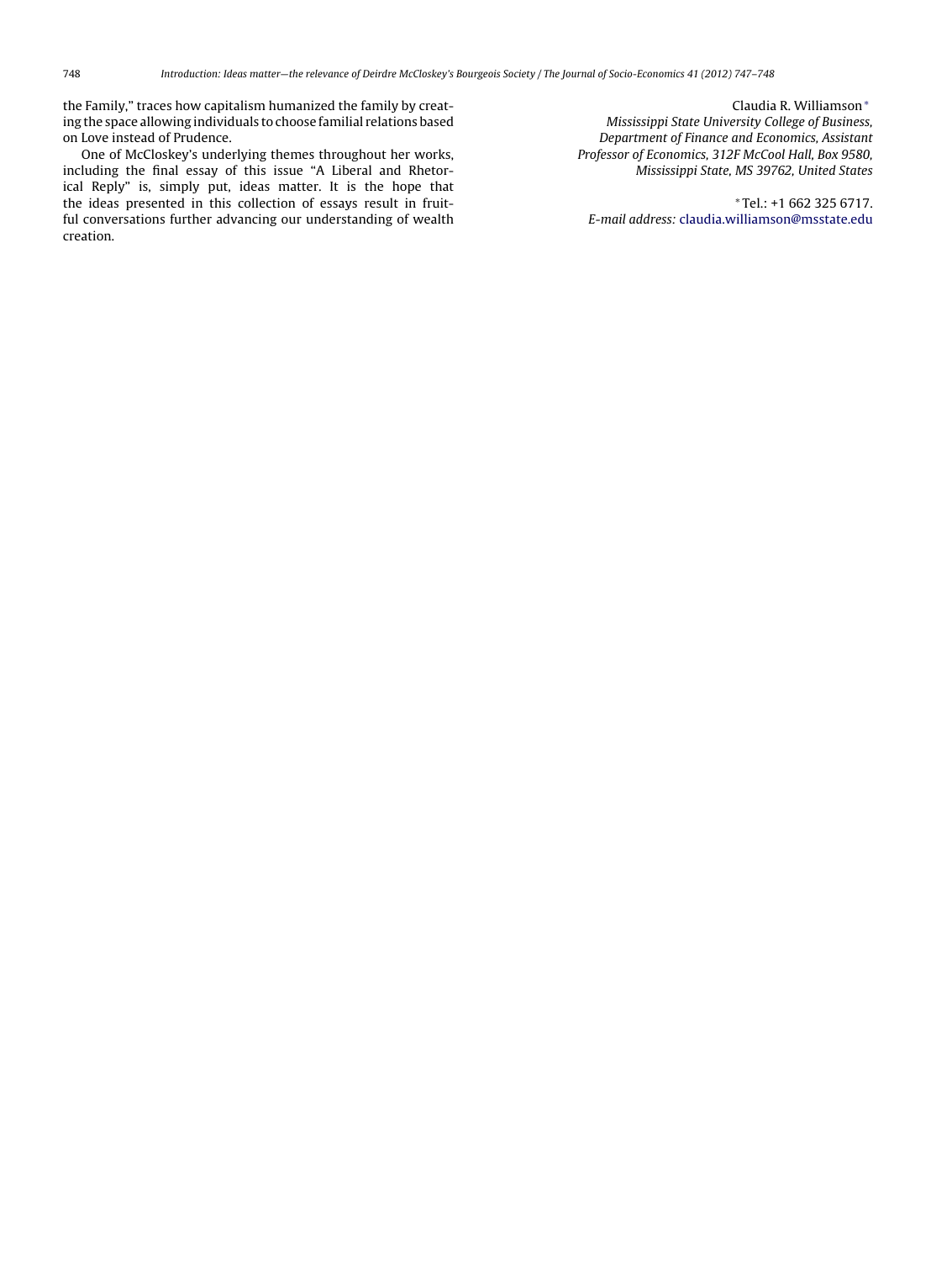the Family," traces how capitalism humanized the family by creating the space allowing individuals to choose familial relations based on Love instead of Prudence.

One of McCloskey's underlying themes throughout her works, including the final essay of this issue "A Liberal and Rhetorical Reply" is, simply put, ideas matter. It is the hope that the ideas presented in this collection of essays result in fruitful conversations further advancing our understanding of wealth creation.

Claudia R. Williamson*

*Mississippi State University College of Business, Department of Finance and Economics, Assistant Professor of Economics, 312F McCool Hall, Box 9580, Mississippi State, MS 39762, United States*

* Tel.: +1 662 325 6717.
*E-mail address:* claudia.williamson@msstate.edu